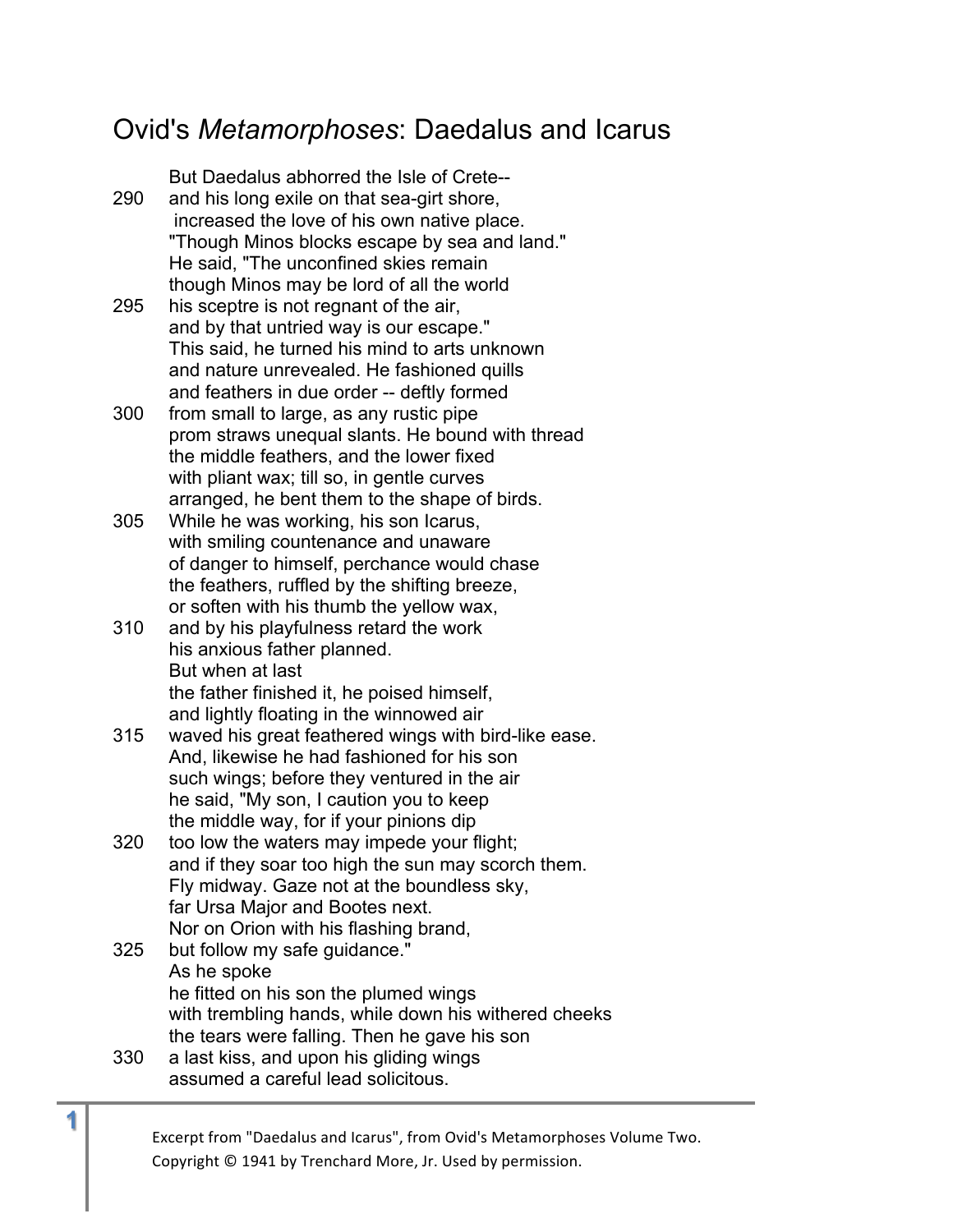# Ovid's *Metamorphoses*: Daedalus and Icarus

But Daedalus abhorred the Isle of Crete--  
290 and his long exile on that sea-girt shore,  
increased the love of his own native place.  
"Though Minos blocks escape by sea and land."  
He said, "The unconfined skies remain  
though Minos may be lord of all the world  
295 his sceptre is not regnant of the air,  
and by that untried way is our escape."  
This said, he turned his mind to arts unknown  
and nature unrevealed. He fashioned quills  
and feathers in due order -- deftly formed  
300 from small to large, as any rustic pipe  
prom straws unequal slants. He bound with thread  
the middle feathers, and the lower fixed  
with pliant wax; till so, in gentle curves  
arranged, he bent them to the shape of birds.  
305 While he was working, his son Icarus,  
with smiling countenance and unaware  
of danger to himself, perchance would chase  
the feathers, ruffled by the shifting breeze,  
or soften with his thumb the yellow wax,  
310 and by his playfulness retard the work  
his anxious father planned.  
But when at last  
the father finished it, he poised himself,  
and lightly floating in the winnowed air  
315 waved his great feathered wings with bird-like ease.  
And, likewise he had fashioned for his son  
such wings; before they ventured in the air  
he said, "My son, I caution you to keep  
the middle way, for if your pinions dip  
320 too low the waters may impede your flight;  
and if they soar too high the sun may scorch them.  
Fly midway. Gaze not at the boundless sky,  
far Ursa Major and Bootes next.  
Nor on Orion with his flashing brand,  
325 but follow my safe guidance."  
As he spoke  
he fitted on his son the plumed wings  
with trembling hands, while down his withered cheeks  
the tears were falling. Then he gave his son  
330 a last kiss, and upon his gliding wings  
assumed a careful lead solicitous.

Excerpt from "Daedalus and Icarus", from Ovid's Metamorphoses Volume Two.  
Copyright © 1941 by Trenchard More, Jr. Used by permission.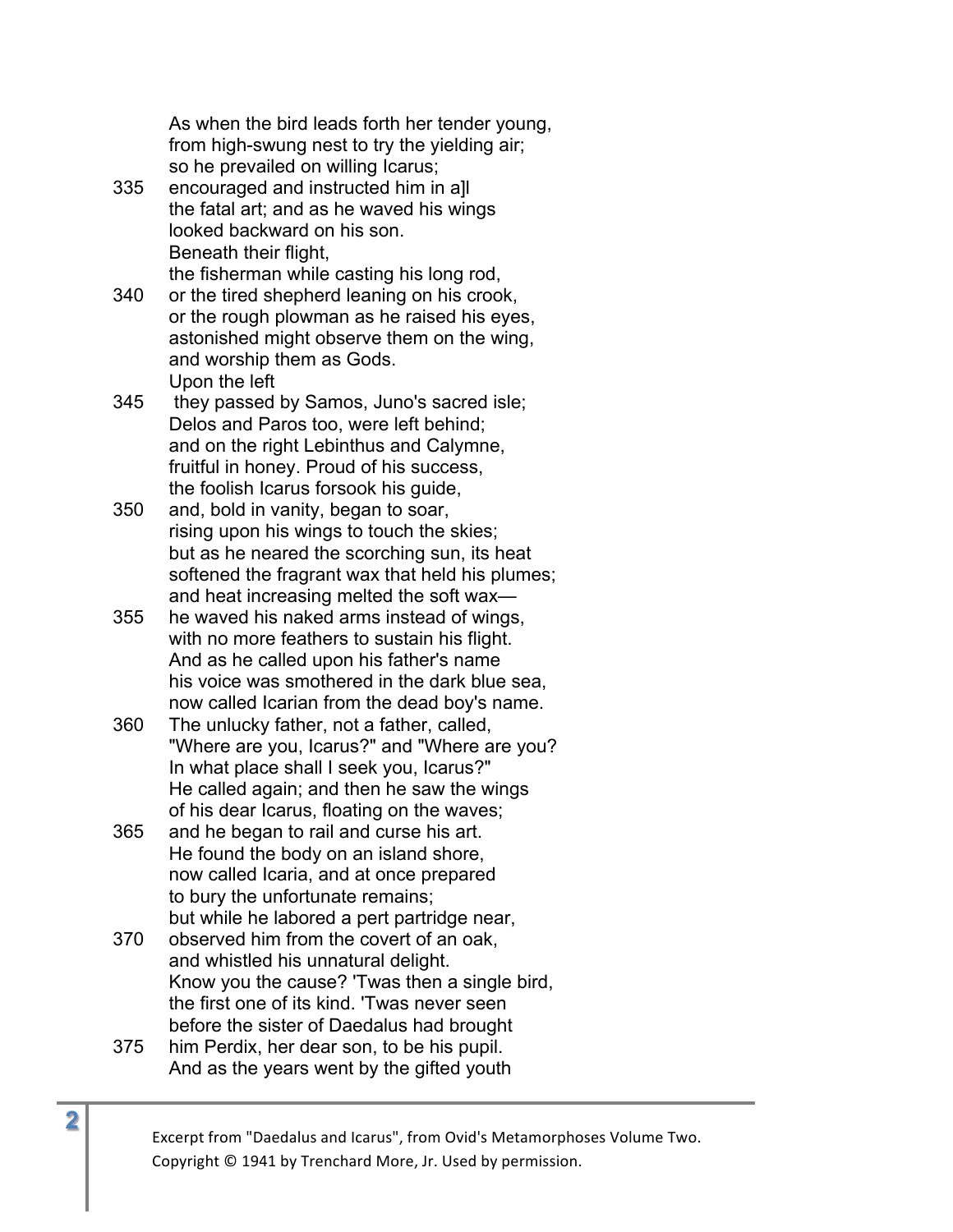As when the bird leads forth her tender young,
from high-swung nest to try the yielding air;
so he prevailed on willing Icarus;
335 encouraged and instructed him in a]l
the fatal art; and as he waved his wings
looked backward on his son.
Beneath their flight,
the fisherman while casting his long rod,
340 or the tired shepherd leaning on his crook,
or the rough plowman as he raised his eyes,
astonished might observe them on the wing,
and worship them as Gods.
Upon the left
345 they passed by Samos, Juno's sacred isle;
Delos and Paros too, were left behind;
and on the right Lebinthus and Calymne,
fruitful in honey. Proud of his success,
the foolish Icarus forsook his guide,
350 and, bold in vanity, began to soar,
rising upon his wings to touch the skies;
but as he neared the scorching sun, its heat
softened the fragrant wax that held his plumes;
and heat increasing melted the soft wax—
355 he waved his naked arms instead of wings,
with no more feathers to sustain his flight.
And as he called upon his father's name
his voice was smothered in the dark blue sea,
now called Icarian from the dead boy's name.
360 The unlucky father, not a father, called,
"Where are you, Icarus?" and "Where are you?
In what place shall I seek you, Icarus?"
He called again; and then he saw the wings
of his dear Icarus, floating on the waves;
365 and he began to rail and curse his art.
He found the body on an island shore,
now called Icaria, and at once prepared
to bury the unfortunate remains;
but while he labored a pert partridge near,
370 observed him from the covert of an oak,
and whistled his unnatural delight.
Know you the cause? 'Twas then a single bird,
the first one of its kind. 'Twas never seen
before the sister of Daedalus had brought
375 him Perdix, her dear son, to be his pupil.
And as the years went by the gifted youth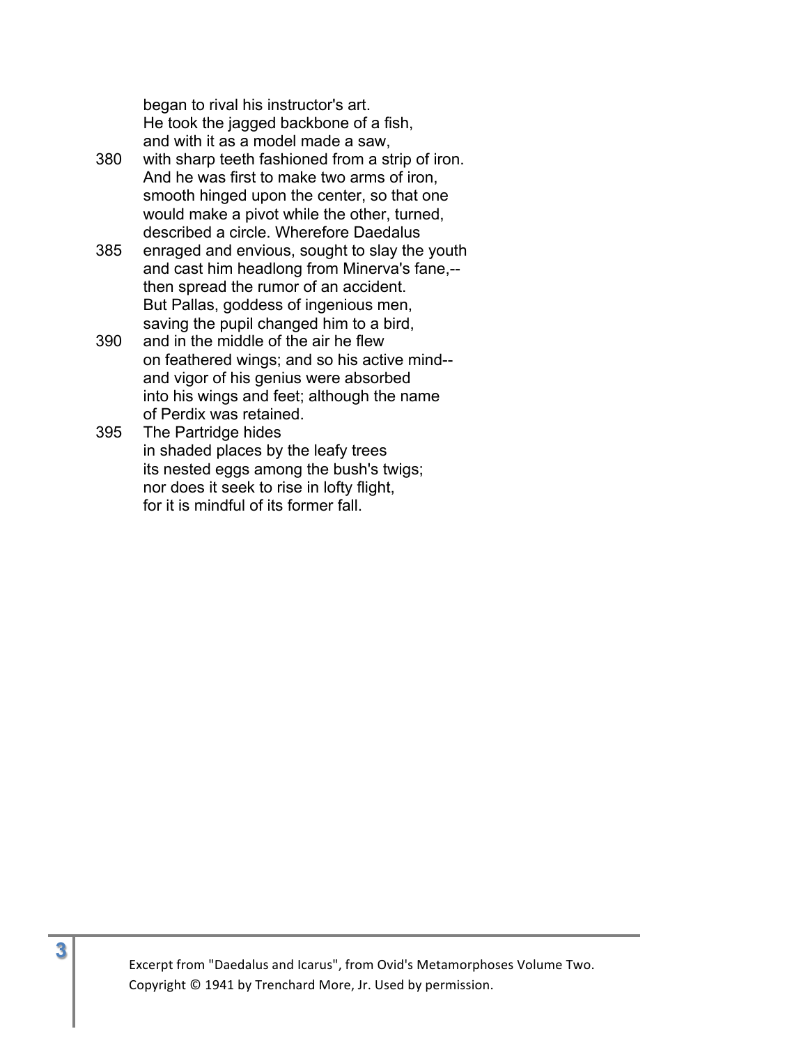began to rival his instructor's art.
He took the jagged backbone of a fish,
and with it as a model made a saw,
380 with sharp teeth fashioned from a strip of iron.
And he was first to make two arms of iron,
smooth hinged upon the center, so that one
would make a pivot while the other, turned,
described a circle. Wherefore Daedalus
385 enraged and envious, sought to slay the youth
and cast him headlong from Minerva's fane,--
then spread the rumor of an accident.
But Pallas, goddess of ingenious men,
saving the pupil changed him to a bird,
390 and in the middle of the air he flew
on feathered wings; and so his active mind--
and vigor of his genius were absorbed
into his wings and feet; although the name
of Perdix was retained.
395 The Partridge hides
in shaded places by the leafy trees
its nested eggs among the bush's twigs;
nor does it seek to rise in lofty flight,
for it is mindful of its former fall.

Excerpt from "Daedalus and Icarus", from Ovid's Metamorphoses Volume Two.
Copyright © 1941 by Trenchard More, Jr. Used by permission.